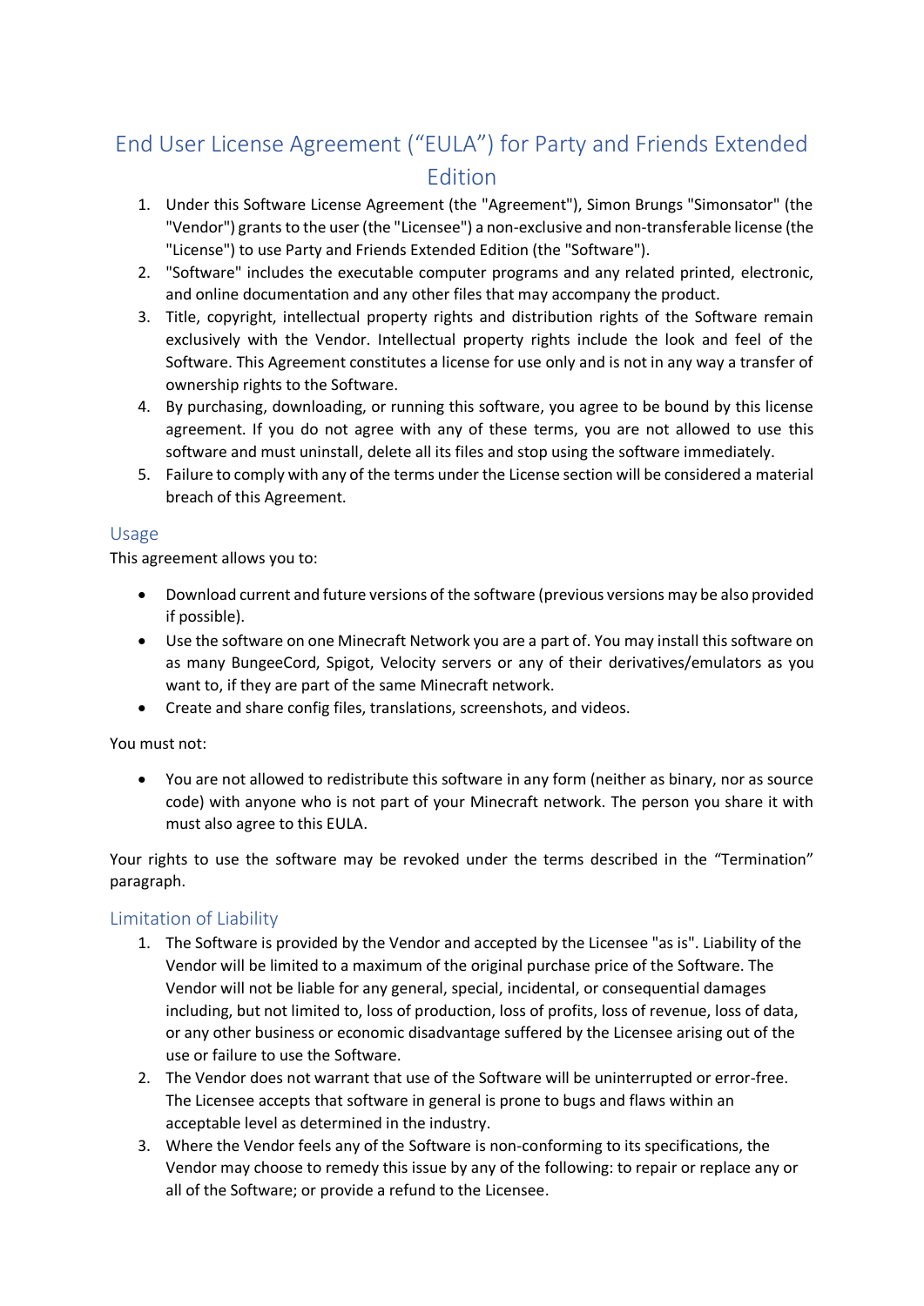# End User License Agreement ("EULA") for Party and Friends Extended Edition

1. Under this Software License Agreement (the "Agreement"), Simon Brungs "Simonsator" (the "Vendor") grants to the user (the "Licensee") a non-exclusive and non-transferable license (the "License") to use Party and Friends Extended Edition (the "Software").
2. "Software" includes the executable computer programs and any related printed, electronic, and online documentation and any other files that may accompany the product.
3. Title, copyright, intellectual property rights and distribution rights of the Software remain exclusively with the Vendor. Intellectual property rights include the look and feel of the Software. This Agreement constitutes a license for use only and is not in any way a transfer of ownership rights to the Software.
4. By purchasing, downloading, or running this software, you agree to be bound by this license agreement. If you do not agree with any of these terms, you are not allowed to use this software and must uninstall, delete all its files and stop using the software immediately.
5. Failure to comply with any of the terms under the License section will be considered a material breach of this Agreement.

## Usage

This agreement allows you to:

- Download current and future versions of the software (previous versions may be also provided if possible).
- Use the software on one Minecraft Network you are a part of. You may install this software on as many BungeeCord, Spigot, Velocity servers or any of their derivatives/emulators as you want to, if they are part of the same Minecraft network.
- Create and share config files, translations, screenshots, and videos.

You must not:

- You are not allowed to redistribute this software in any form (neither as binary, nor as source code) with anyone who is not part of your Minecraft network. The person you share it with must also agree to this EULA.

Your rights to use the software may be revoked under the terms described in the "Termination" paragraph.

## Limitation of Liability

1. The Software is provided by the Vendor and accepted by the Licensee "as is". Liability of the Vendor will be limited to a maximum of the original purchase price of the Software. The Vendor will not be liable for any general, special, incidental, or consequential damages including, but not limited to, loss of production, loss of profits, loss of revenue, loss of data, or any other business or economic disadvantage suffered by the Licensee arising out of the use or failure to use the Software.
2. The Vendor does not warrant that use of the Software will be uninterrupted or error-free. The Licensee accepts that software in general is prone to bugs and flaws within an acceptable level as determined in the industry.
3. Where the Vendor feels any of the Software is non-conforming to its specifications, the Vendor may choose to remedy this issue by any of the following: to repair or replace any or all of the Software; or provide a refund to the Licensee.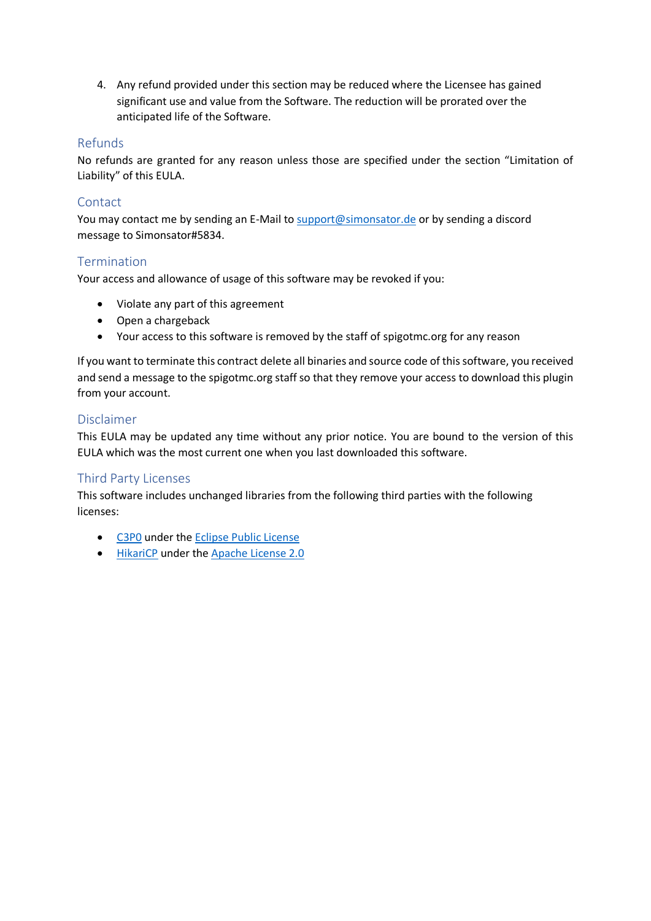4. Any refund provided under this section may be reduced where the Licensee has gained significant use and value from the Software. The reduction will be prorated over the anticipated life of the Software.

## Refunds

No refunds are granted for any reason unless those are specified under the section “Limitation of Liability” of this EULA.

## Contact

You may contact me by sending an E-Mail to [support@simonsator.de](mailto:support@simonsator.de) or by sending a discord message to Simonsator#5834.

## Termination

Your access and allowance of usage of this software may be revoked if you:

- Violate any part of this agreement
- Open a chargeback
- Your access to this software is removed by the staff of spigotmc.org for any reason

If you want to terminate this contract delete all binaries and source code of this software, you received and send a message to the spigotmc.org staff so that they remove your access to download this plugin from your account.

## Disclaimer

This EULA may be updated any time without any prior notice. You are bound to the version of this EULA which was the most current one when you last downloaded this software.

## Third Party Licenses

This software includes unchanged libraries from the following third parties with the following licenses:

- C3P0 under the Eclipse Public License
- HikariCP under the Apache License 2.0